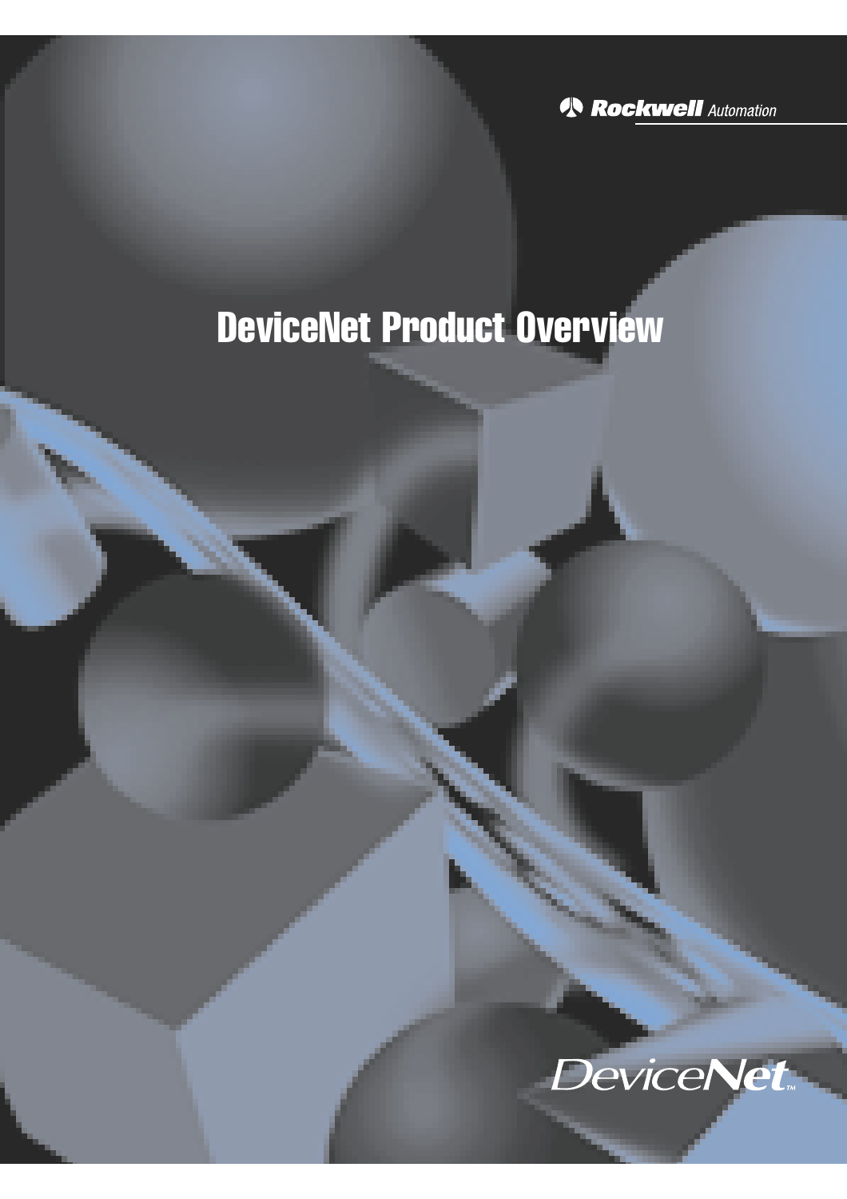Rockwell Automation

# DeviceNet Product Overview

DeviceNet™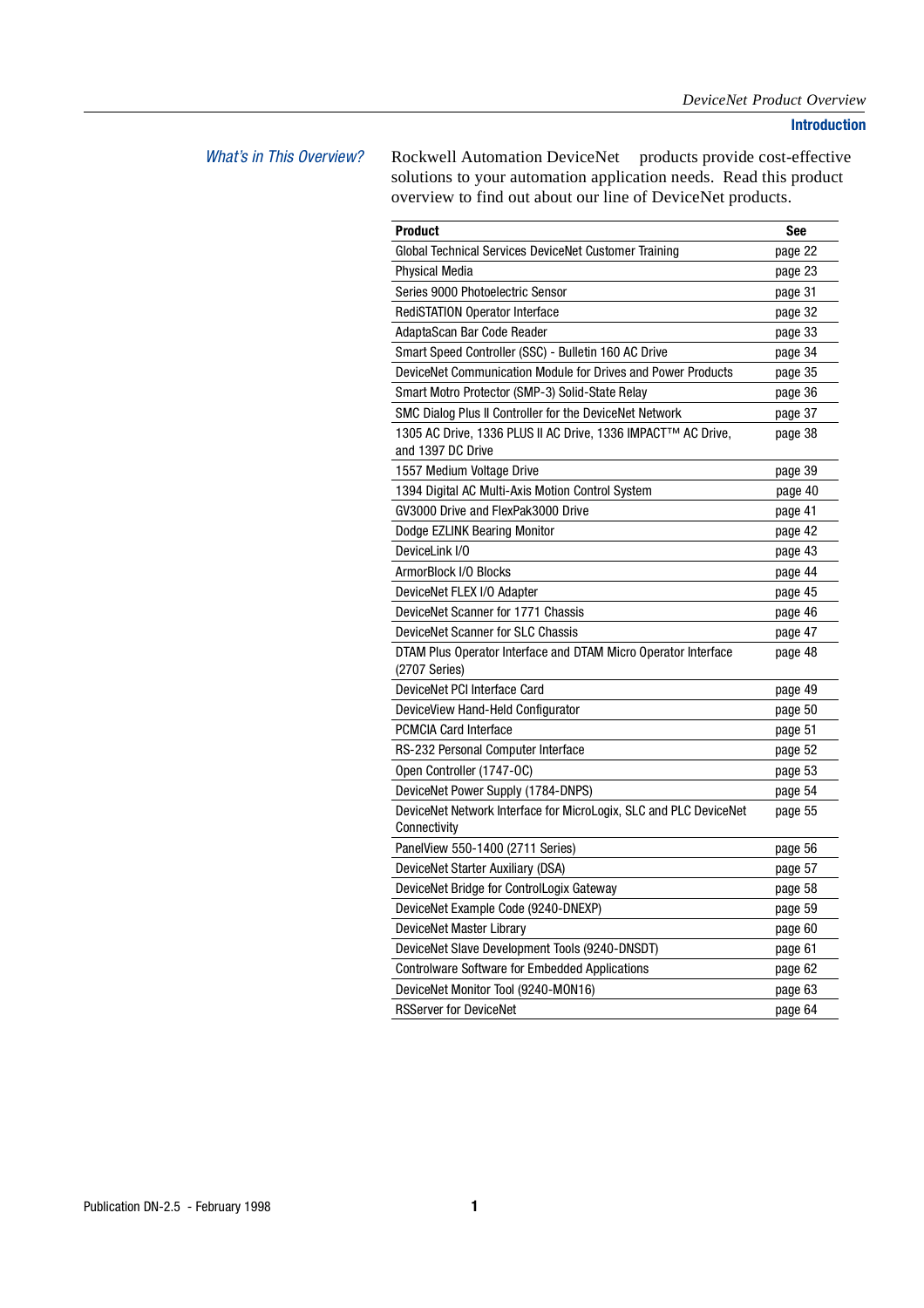# Introduction

## What's in This Overview?

Rockwell Automation DeviceNet products provide cost-effective solutions to your automation application needs. Read this product overview to find out about our line of DeviceNet products.

| Product | See |
|---|---|
| Global Technical Services DeviceNet Customer Training | page 22 |
| Physical Media | page 23 |
| Series 9000 Photoelectric Sensor | page 31 |
| RediSTATION Operator Interface | page 32 |
| AdaptaScan Bar Code Reader | page 33 |
| Smart Speed Controller (SSC) - Bulletin 160 AC Drive | page 34 |
| DeviceNet Communication Module for Drives and Power Products | page 35 |
| Smart Motro Protector (SMP-3) Solid-State Relay | page 36 |
| SMC Dialog Plus II Controller for the DeviceNet Network | page 37 |
| 1305 AC Drive, 1336 PLUS II AC Drive, 1336 IMPACT™ AC Drive, and 1397 DC Drive | page 38 |
| 1557 Medium Voltage Drive | page 39 |
| 1394 Digital AC Multi-Axis Motion Control System | page 40 |
| GV3000 Drive and FlexPak3000 Drive | page 41 |
| Dodge EZLINK Bearing Monitor | page 42 |
| DeviceLink I/O | page 43 |
| ArmorBlock I/O Blocks | page 44 |
| DeviceNet FLEX I/O Adapter | page 45 |
| DeviceNet Scanner for 1771 Chassis | page 46 |
| DeviceNet Scanner for SLC Chassis | page 47 |
| DTAM Plus Operator Interface and DTAM Micro Operator Interface (2707 Series) | page 48 |
| DeviceNet PCI Interface Card | page 49 |
| DeviceView Hand-Held Configurator | page 50 |
| PCMCIA Card Interface | page 51 |
| RS-232 Personal Computer Interface | page 52 |
| Open Controller (1747-OC) | page 53 |
| DeviceNet Power Supply (1784-DNPS) | page 54 |
| DeviceNet Network Interface for MicroLogix, SLC and PLC DeviceNet Connectivity | page 55 |
| PanelView 550-1400 (2711 Series) | page 56 |
| DeviceNet Starter Auxiliary (DSA) | page 57 |
| DeviceNet Bridge for ControlLogix Gateway | page 58 |
| DeviceNet Example Code (9240-DNEXP) | page 59 |
| DeviceNet Master Library | page 60 |
| DeviceNet Slave Development Tools (9240-DNSDT) | page 61 |
| Controlware Software for Embedded Applications | page 62 |
| DeviceNet Monitor Tool (9240-MON16) | page 63 |
| RSServer for DeviceNet | page 64 |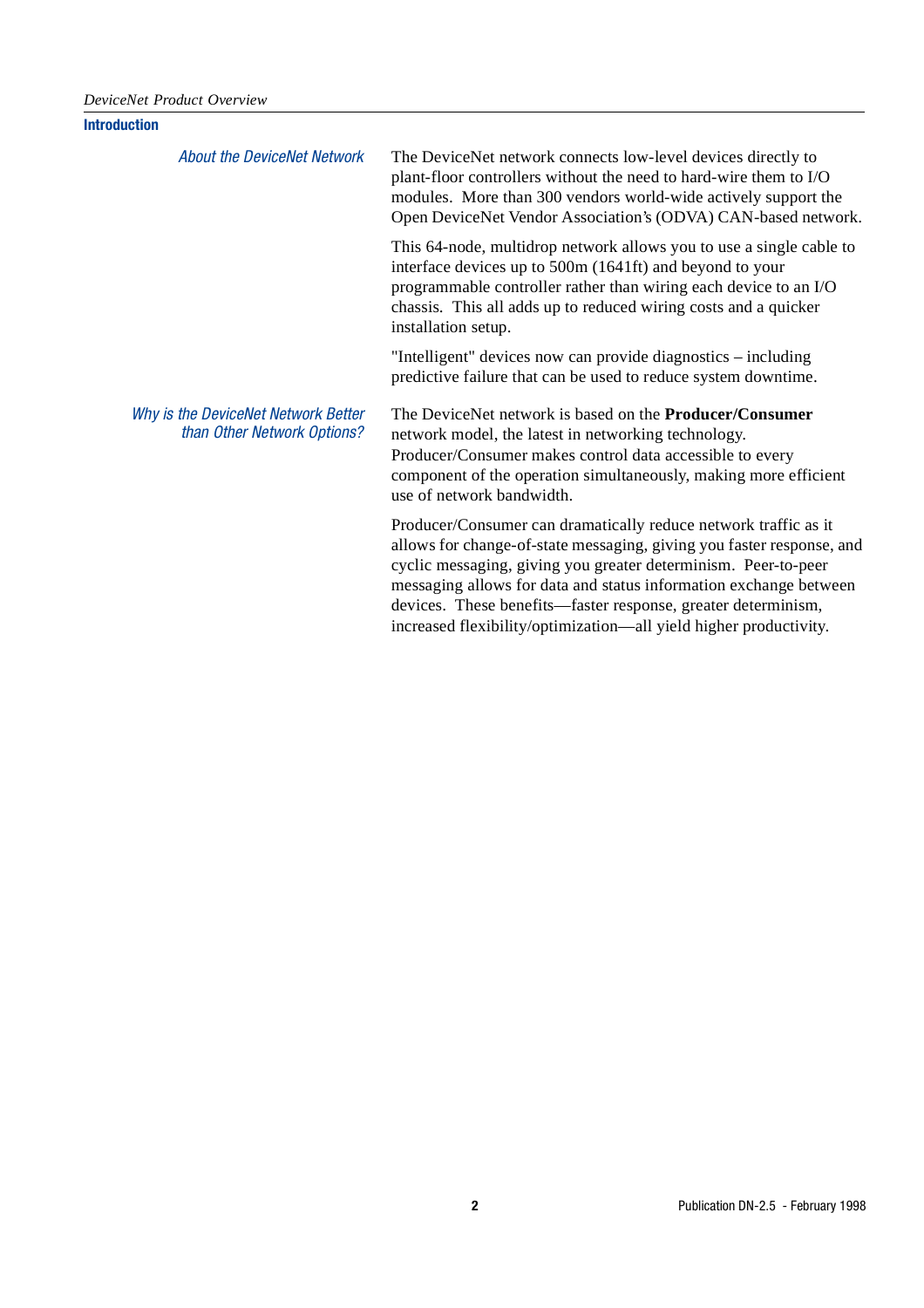## Introduction

### About the DeviceNet Network

The DeviceNet network connects low-level devices directly to plant-floor controllers without the need to hard-wire them to I/O modules. More than 300 vendors world-wide actively support the Open DeviceNet Vendor Association's (ODVA) CAN-based network.

This 64-node, multidrop network allows you to use a single cable to interface devices up to 500m (1641ft) and beyond to your programmable controller rather than wiring each device to an I/O chassis. This all adds up to reduced wiring costs and a quicker installation setup.

"Intelligent" devices now can provide diagnostics – including predictive failure that can be used to reduce system downtime.

### Why is the DeviceNet Network Better than Other Network Options?

The DeviceNet network is based on the **Producer/Consumer** network model, the latest in networking technology. Producer/Consumer makes control data accessible to every component of the operation simultaneously, making more efficient use of network bandwidth.

Producer/Consumer can dramatically reduce network traffic as it allows for change-of-state messaging, giving you faster response, and cyclic messaging, giving you greater determinism. Peer-to-peer messaging allows for data and status information exchange between devices. These benefits—faster response, greater determinism, increased flexibility/optimization—all yield higher productivity.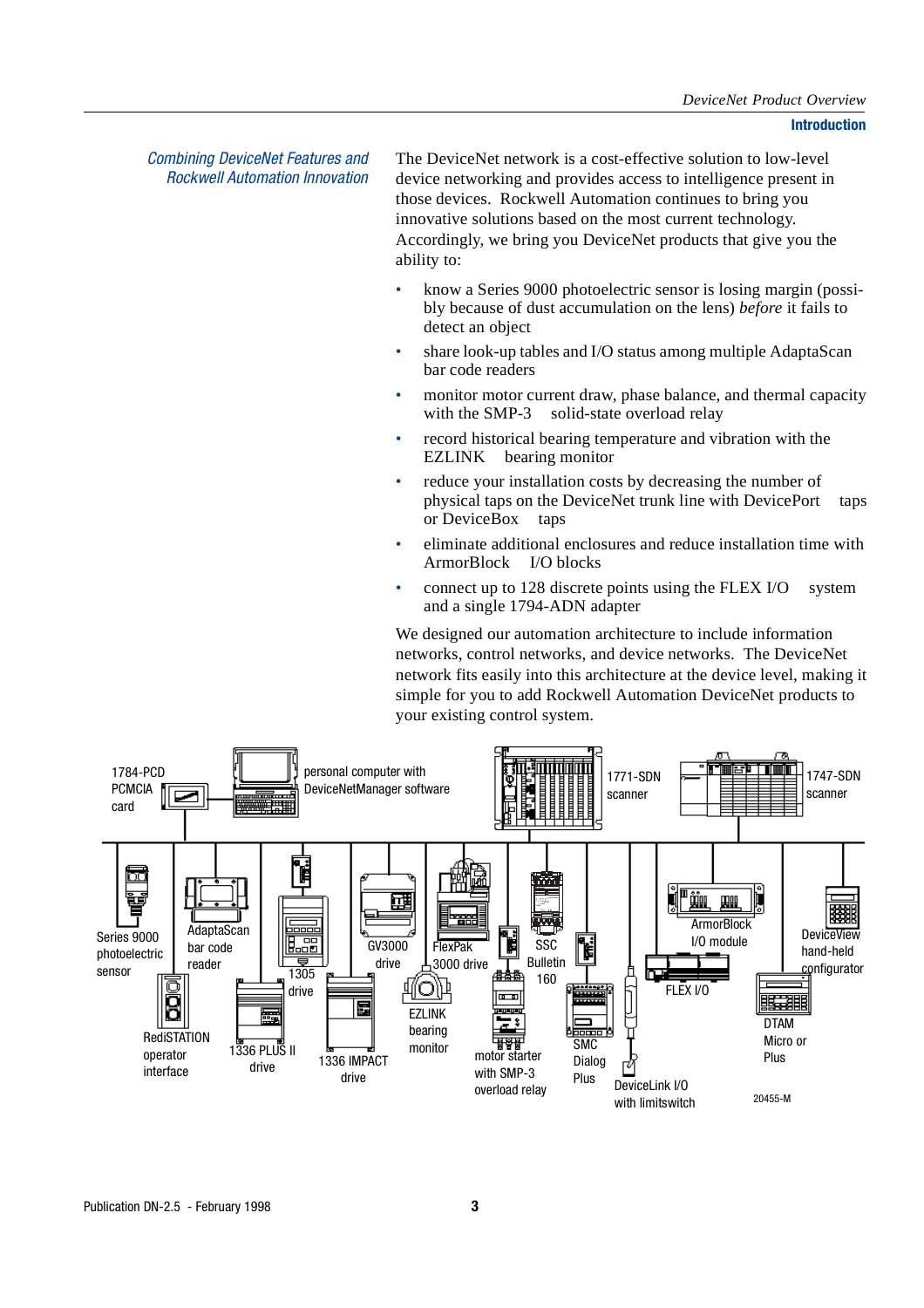## Combining DeviceNet Features and Rockwell Automation Innovation

The DeviceNet network is a cost-effective solution to low-level device networking and provides access to intelligence present in those devices. Rockwell Automation continues to bring you innovative solutions based on the most current technology. Accordingly, we bring you DeviceNet products that give you the ability to:

- know a Series 9000 photoelectric sensor is losing margin (possibly because of dust accumulation on the lens) *before* it fails to detect an object
- share look-up tables and I/O status among multiple AdaptaScan bar code readers
- monitor motor current draw, phase balance, and thermal capacity with the SMP-3 solid-state overload relay
- record historical bearing temperature and vibration with the EZLINK bearing monitor
- reduce your installation costs by decreasing the number of physical taps on the DeviceNet trunk line with DevicePort taps or DeviceBox taps
- eliminate additional enclosures and reduce installation time with ArmorBlock I/O blocks
- connect up to 128 discrete points using the FLEX I/O system and a single 1794-ADN adapter

We designed our automation architecture to include information networks, control networks, and device networks. The DeviceNet network fits easily into this architecture at the device level, making it simple for you to add Rockwell Automation DeviceNet products to your existing control system.

1784-PCD PCMCIA card
personal computer with DeviceNetManager software
1771-SDN scanner
1747-SDN scanner
Series 9000 photoelectric sensor
AdaptaScan bar code reader
1305 drive
GV3000 drive
FlexPak 3000 drive
SSC Bulletin 160
ArmorBlock I/O module
DeviceView hand-held configurator
RediSTATION operator interface
1336 PLUS II drive
1336 IMPACT drive
EZLINK bearing monitor
motor starter with SMP-3 overload relay
SMC Dialog Plus
FLEX I/O
DeviceLink I/O with limitswitch
DTAM Micro or Plus
20455-M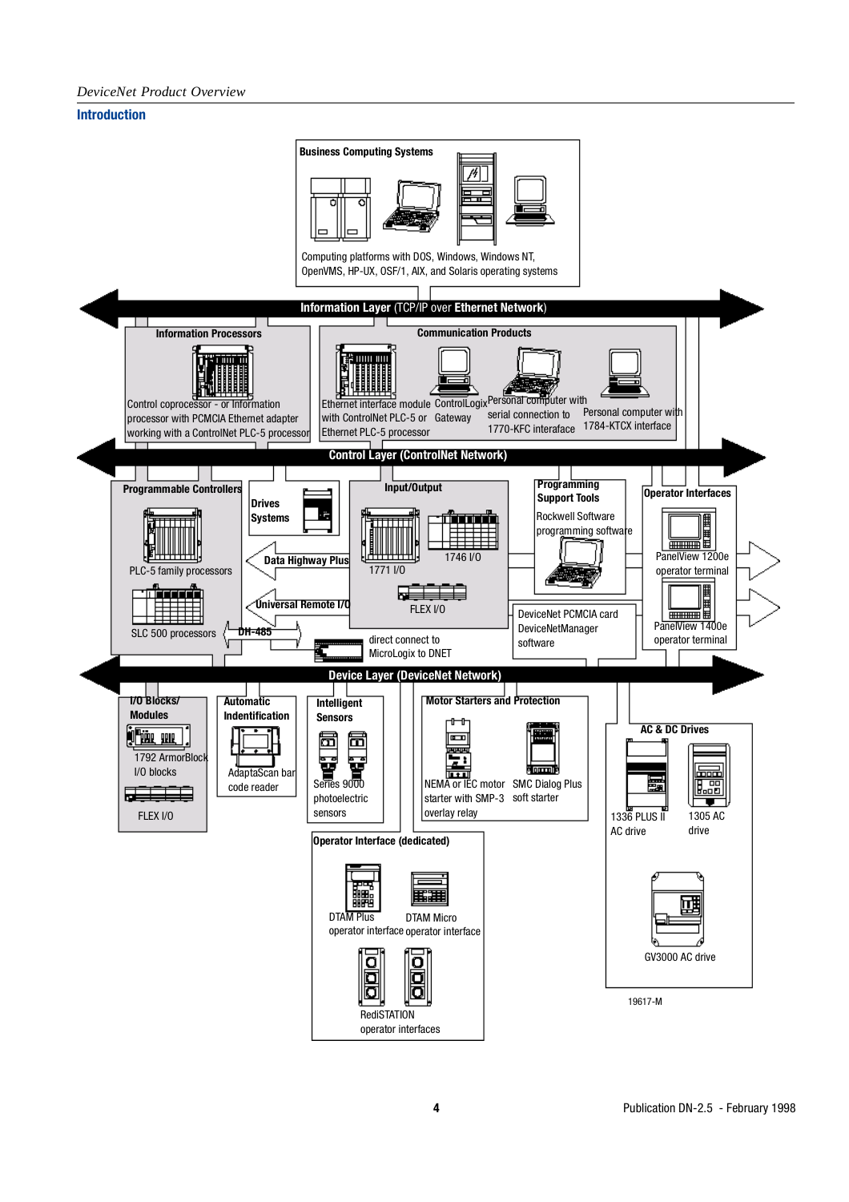## Introduction

**Business Computing Systems**

Computing platforms with DOS, Windows, Windows NT, OpenVMS, HP-UX, OSF/1, AIX, and Solaris operating systems

**Information Layer** (TCP/IP over **Ethernet Network**)

**Information Processors**

Control coprocessor - or Information processor with PCMCIA Ethernet adapter working with a ControlNet PLC-5 processor

**Communication Products**

Ethernet interface module with ControlNet PLC-5 or Ethernet PLC-5 processor

ControlLogix Gateway

Personal computer with serial connection to 1770-KFC interface

Personal computer with 1784-KTCX interface

**Control Layer (ControlNet Network)**

**Programmable Controllers**

PLC-5 family processors

SLC 500 processors

**Drives Systems**

**Data Highway Plus**

**Universal Remote I/O**

**DH-485**

**Input/Output**

1771 I/O

1746 I/O

FLEX I/O

direct connect to MicroLogix to DNET

**Programming Support Tools**

Rockwell Software programming software

DeviceNet PCMCIA card DeviceNetManager software

**Operator Interfaces**

PanelView 1200e operator terminal

PanelView 1400e operator terminal

**Device Layer (DeviceNet Network)**

**I/O Blocks/ Modules**

1792 ArmorBlock I/O blocks

FLEX I/O

**Automatic Indentification**

AdaptaScan bar code reader

**Intelligent Sensors**

Series 9000 photoelectric sensors

**Motor Starters and Protection**

NEMA or IEC motor starter with SMP-3 overlay relay

SMC Dialog Plus soft starter

**AC & DC Drives**

1336 PLUS II AC drive

1305 AC drive

GV3000 AC drive

**Operator Interface (dedicated)**

DTAM Plus operator interface

DTAM Micro operator interface

RediSTATION operator interfaces

19617-M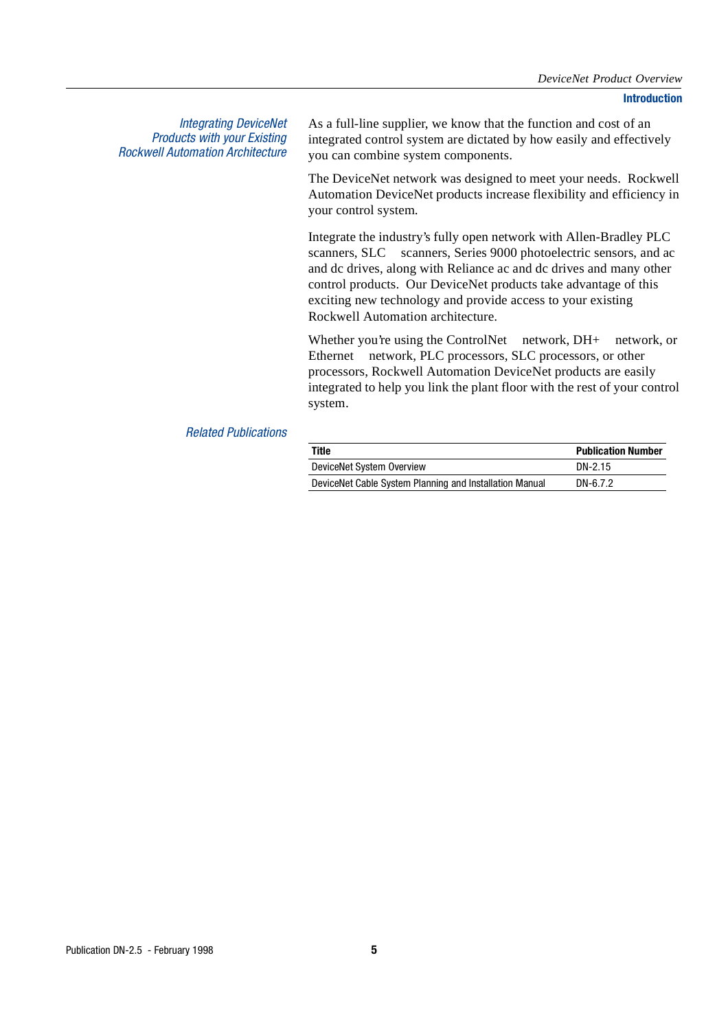## Integrating DeviceNet Products with your Existing Rockwell Automation Architecture

As a full-line supplier, we know that the function and cost of an integrated control system are dictated by how easily and effectively you can combine system components.

The DeviceNet network was designed to meet your needs. Rockwell Automation DeviceNet products increase flexibility and efficiency in your control system.

Integrate the industry's fully open network with Allen-Bradley PLC scanners, SLC scanners, Series 9000 photoelectric sensors, and ac and dc drives, along with Reliance ac and dc drives and many other control products. Our DeviceNet products take advantage of this exciting new technology and provide access to your existing Rockwell Automation architecture.

Whether you're using the ControlNet network, DH+ network, or Ethernet network, PLC processors, SLC processors, or other processors, Rockwell Automation DeviceNet products are easily integrated to help you link the plant floor with the rest of your control system.

## Related Publications

| Title | Publication Number |
| --- | --- |
| DeviceNet System Overview | DN-2.15 |
| DeviceNet Cable System Planning and Installation Manual | DN-6.7.2 |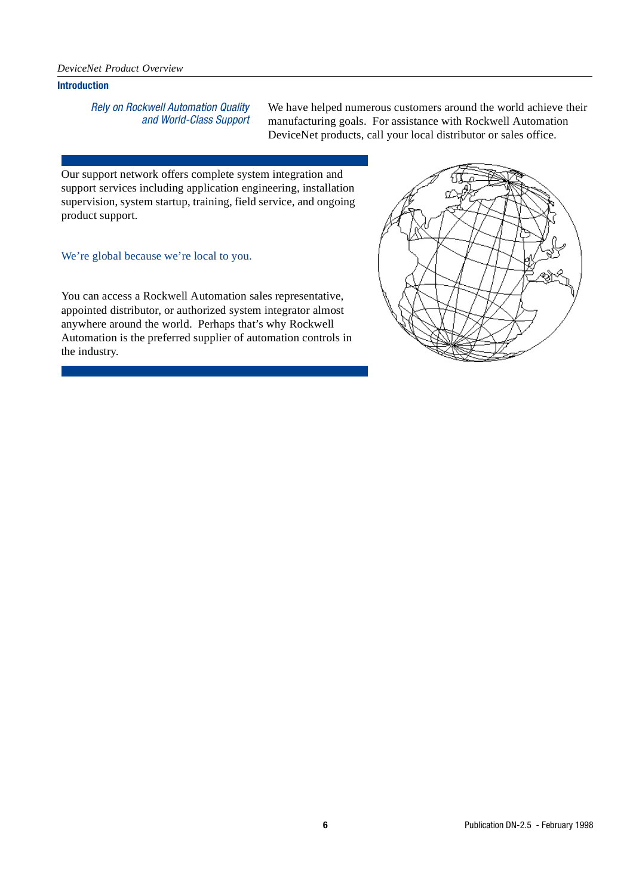## Introduction

### *Rely on Rockwell Automation Quality and World-Class Support*

We have helped numerous customers around the world achieve their manufacturing goals. For assistance with Rockwell Automation DeviceNet products, call your local distributor or sales office.

Our support network offers complete system integration and support services including application engineering, installation supervision, system startup, training, field service, and ongoing product support.

We're global because we're local to you.

You can access a Rockwell Automation sales representative, appointed distributor, or authorized system integrator almost anywhere around the world. Perhaps that's why Rockwell Automation is the preferred supplier of automation controls in the industry.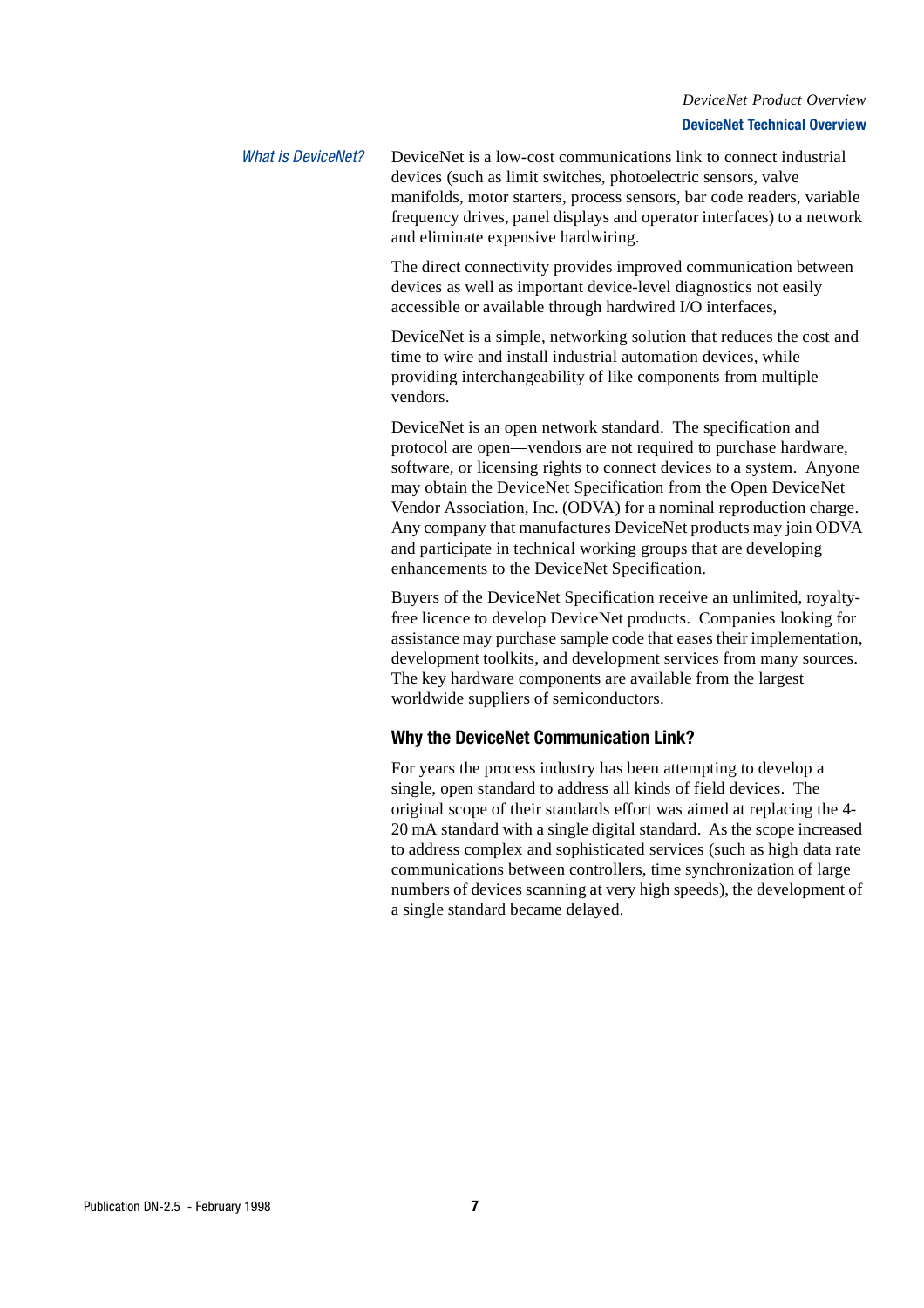## What is DeviceNet?

DeviceNet is a low-cost communications link to connect industrial devices (such as limit switches, photoelectric sensors, valve manifolds, motor starters, process sensors, bar code readers, variable frequency drives, panel displays and operator interfaces) to a network and eliminate expensive hardwiring.

The direct connectivity provides improved communication between devices as well as important device-level diagnostics not easily accessible or available through hardwired I/O interfaces,

DeviceNet is a simple, networking solution that reduces the cost and time to wire and install industrial automation devices, while providing interchangeability of like components from multiple vendors.

DeviceNet is an open network standard. The specification and protocol are open—vendors are not required to purchase hardware, software, or licensing rights to connect devices to a system. Anyone may obtain the DeviceNet Specification from the Open DeviceNet Vendor Association, Inc. (ODVA) for a nominal reproduction charge. Any company that manufactures DeviceNet products may join ODVA and participate in technical working groups that are developing enhancements to the DeviceNet Specification.

Buyers of the DeviceNet Specification receive an unlimited, royalty-free licence to develop DeviceNet products. Companies looking for assistance may purchase sample code that eases their implementation, development toolkits, and development services from many sources. The key hardware components are available from the largest worldwide suppliers of semiconductors.

### Why the DeviceNet Communication Link?

For years the process industry has been attempting to develop a single, open standard to address all kinds of field devices. The original scope of their standards effort was aimed at replacing the 4-20 mA standard with a single digital standard. As the scope increased to address complex and sophisticated services (such as high data rate communications between controllers, time synchronization of large numbers of devices scanning at very high speeds), the development of a single standard became delayed.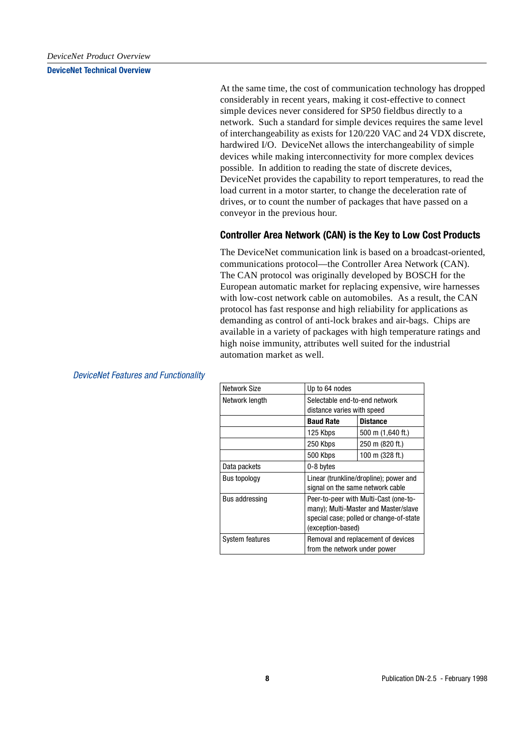## DeviceNet Technical Overview

At the same time, the cost of communication technology has dropped considerably in recent years, making it cost-effective to connect simple devices never considered for SP50 fieldbus directly to a network. Such a standard for simple devices requires the same level of interchangeability as exists for 120/220 VAC and 24 VDX discrete, hardwired I/O. DeviceNet allows the interchangeability of simple devices while making interconnectivity for more complex devices possible. In addition to reading the state of discrete devices, DeviceNet provides the capability to report temperatures, to read the load current in a motor starter, to change the deceleration rate of drives, or to count the number of packages that have passed on a conveyor in the previous hour.

### Controller Area Network (CAN) is the Key to Low Cost Products

The DeviceNet communication link is based on a broadcast-oriented, communications protocol—the Controller Area Network (CAN). The CAN protocol was originally developed by BOSCH for the European automatic market for replacing expensive, wire harnesses with low-cost network cable on automobiles. As a result, the CAN protocol has fast response and high reliability for applications as demanding as control of anti-lock brakes and air-bags. Chips are available in a variety of packages with high temperature ratings and high noise immunity, attributes well suited for the industrial automation market as well.

*DeviceNet Features and Functionality*

| | | |
|---|---|---|
| Network Size | Up to 64 nodes | |
| Network length | Selectable end-to-end network distance varies with speed | |
| | **Baud Rate** | **Distance** |
| | 125 Kbps | 500 m (1,640 ft.) |
| | 250 Kbps | 250 m (820 ft.) |
| | 500 Kbps | 100 m (328 ft.) |
| Data packets | 0-8 bytes | |
| Bus topology | Linear (trunkline/dropline); power and signal on the same network cable | |
| Bus addressing | Peer-to-peer with Multi-Cast (one-to-many); Multi-Master and Master/slave special case; polled or change-of-state (exception-based) | |
| System features | Removal and replacement of devices from the network under power | |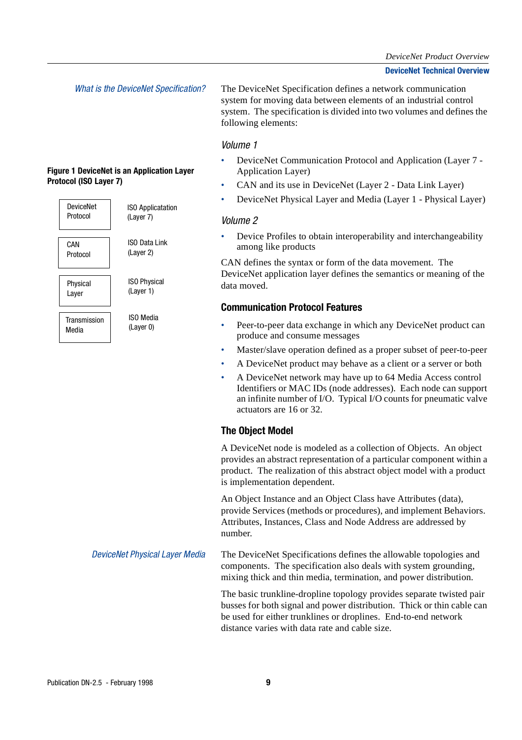## What is the DeviceNet Specification?

The DeviceNet Specification defines a network communication system for moving data between elements of an industrial control system. The specification is divided into two volumes and defines the following elements:

*Volume 1*

- DeviceNet Communication Protocol and Application (Layer 7 - Application Layer)
- CAN and its use in DeviceNet (Layer 2 - Data Link Layer)
- DeviceNet Physical Layer and Media (Layer 1 - Physical Layer)

*Volume 2*

- Device Profiles to obtain interoperability and interchangeability among like products

CAN defines the syntax or form of the data movement. The DeviceNet application layer defines the semantics or meaning of the data moved.

**Figure 1 DeviceNet is an Application Layer Protocol (ISO Layer 7)**

| | |
|---|---|
| DeviceNet Protocol | ISO Applicatation (Layer 7) |
| CAN Protocol | ISO Data Link (Layer 2) |
| Physical Layer | ISO Physical (Layer 1) |
| Transmission Media | ISO Media (Layer 0) |

### Communication Protocol Features

- Peer-to-peer data exchange in which any DeviceNet product can produce and consume messages
- Master/slave operation defined as a proper subset of peer-to-peer
- A DeviceNet product may behave as a client or a server or both
- A DeviceNet network may have up to 64 Media Access control Identifiers or MAC IDs (node addresses). Each node can support an infinite number of I/O. Typical I/O counts for pneumatic valve actuators are 16 or 32.

### The Object Model

A DeviceNet node is modeled as a collection of Objects. An object provides an abstract representation of a particular component within a product. The realization of this abstract object model with a product is implementation dependent.

An Object Instance and an Object Class have Attributes (data), provide Services (methods or procedures), and implement Behaviors. Attributes, Instances, Class and Node Address are addressed by number.

## DeviceNet Physical Layer Media

The DeviceNet Specifications defines the allowable topologies and components. The specification also deals with system grounding, mixing thick and thin media, termination, and power distribution.

The basic trunkline-dropline topology provides separate twisted pair busses for both signal and power distribution. Thick or thin cable can be used for either trunklines or droplines. End-to-end network distance varies with data rate and cable size.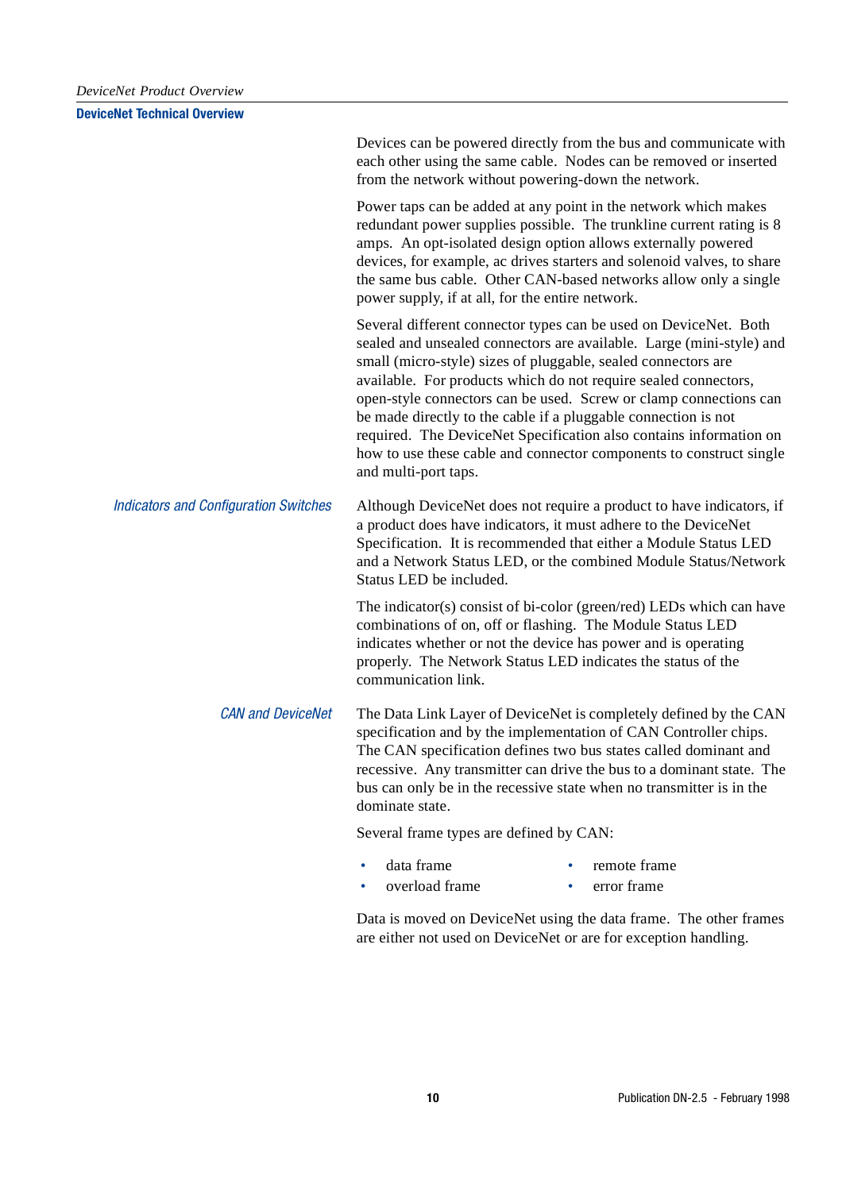Devices can be powered directly from the bus and communicate with each other using the same cable. Nodes can be removed or inserted from the network without powering-down the network.

Power taps can be added at any point in the network which makes redundant power supplies possible. The trunkline current rating is 8 amps. An opt-isolated design option allows externally powered devices, for example, ac drives starters and solenoid valves, to share the same bus cable. Other CAN-based networks allow only a single power supply, if at all, for the entire network.

Several different connector types can be used on DeviceNet. Both sealed and unsealed connectors are available. Large (mini-style) and small (micro-style) sizes of pluggable, sealed connectors are available. For products which do not require sealed connectors, open-style connectors can be used. Screw or clamp connections can be made directly to the cable if a pluggable connection is not required. The DeviceNet Specification also contains information on how to use these cable and connector components to construct single and multi-port taps.

### *Indicators and Configuration Switches*

Although DeviceNet does not require a product to have indicators, if a product does have indicators, it must adhere to the DeviceNet Specification. It is recommended that either a Module Status LED and a Network Status LED, or the combined Module Status/Network Status LED be included.

The indicator(s) consist of bi-color (green/red) LEDs which can have combinations of on, off or flashing. The Module Status LED indicates whether or not the device has power and is operating properly. The Network Status LED indicates the status of the communication link.

### *CAN and DeviceNet*

The Data Link Layer of DeviceNet is completely defined by the CAN specification and by the implementation of CAN Controller chips. The CAN specification defines two bus states called dominant and recessive. Any transmitter can drive the bus to a dominant state. The bus can only be in the recessive state when no transmitter is in the dominate state.

Several frame types are defined by CAN:

- data frame
- remote frame
- overload frame
- error frame

Data is moved on DeviceNet using the data frame. The other frames are either not used on DeviceNet or are for exception handling.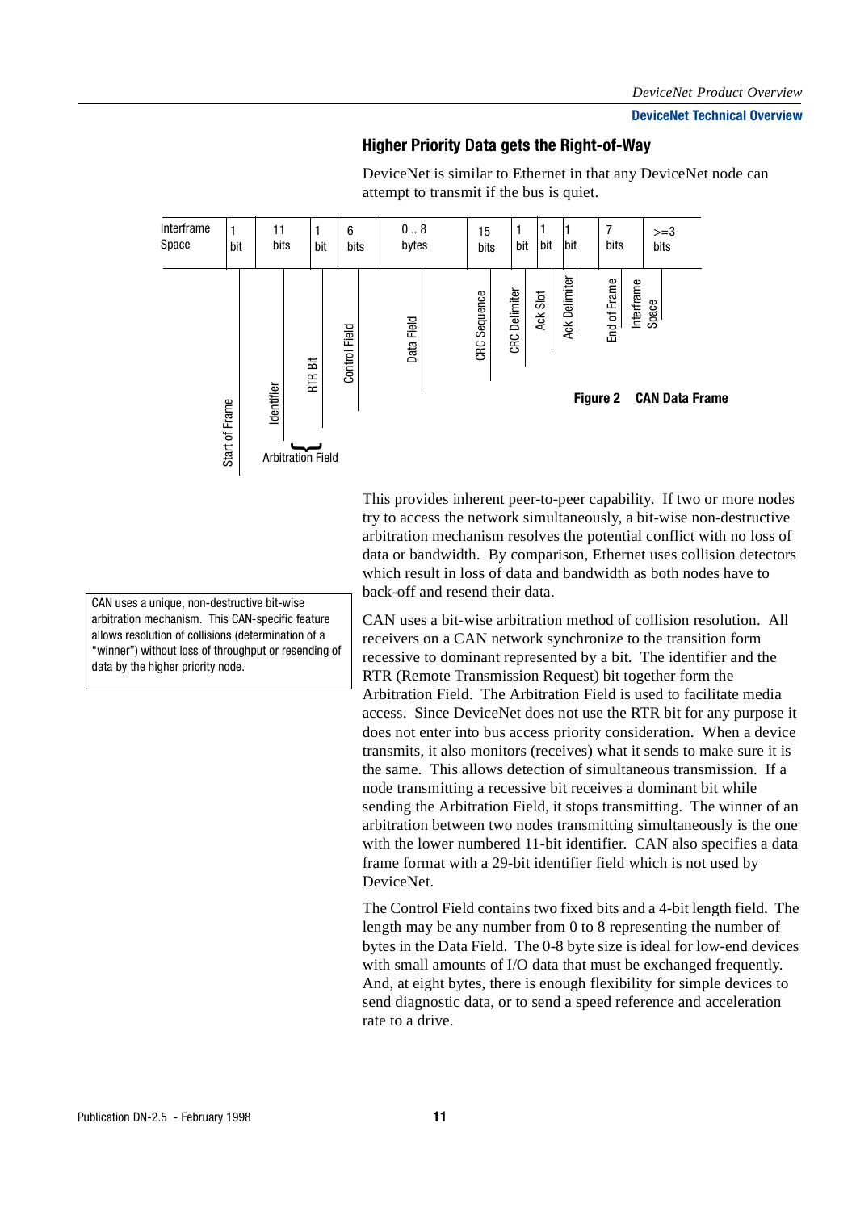## Higher Priority Data gets the Right-of-Way

DeviceNet is similar to Ethernet in that any DeviceNet node can attempt to transmit if the bus is quiet.

| Interframe Space | 1 bit | 11 bits | 1 bit | 6 bits | 0 .. 8 bytes | 15 bits | 1 bit | 1 bit | 1 bit | 7 bits | >=3 bits |
|---|---|---|---|---|---|---|---|---|---|---|---|
| | Start of Frame | Identifier | RTR Bit | Control Field | Data Field | CRC Sequence | CRC Delimiter | Ack Slot | Ack Delimiter | End of Frame | Interframe Space |

Arbitration Field = Identifier + RTR Bit

**Figure 2 CAN Data Frame**

This provides inherent peer-to-peer capability. If two or more nodes try to access the network simultaneously, a bit-wise non-destructive arbitration mechanism resolves the potential conflict with no loss of data or bandwidth. By comparison, Ethernet uses collision detectors which result in loss of data and bandwidth as both nodes have to back-off and resend their data.

> CAN uses a unique, non-destructive bit-wise arbitration mechanism. This CAN-specific feature allows resolution of collisions (determination of a "winner") without loss of throughput or resending of data by the higher priority node.

CAN uses a bit-wise arbitration method of collision resolution. All receivers on a CAN network synchronize to the transition form recessive to dominant represented by a bit. The identifier and the RTR (Remote Transmission Request) bit together form the Arbitration Field. The Arbitration Field is used to facilitate media access. Since DeviceNet does not use the RTR bit for any purpose it does not enter into bus access priority consideration. When a device transmits, it also monitors (receives) what it sends to make sure it is the same. This allows detection of simultaneous transmission. If a node transmitting a recessive bit receives a dominant bit while sending the Arbitration Field, it stops transmitting. The winner of an arbitration between two nodes transmitting simultaneously is the one with the lower numbered 11-bit identifier. CAN also specifies a data frame format with a 29-bit identifier field which is not used by DeviceNet.

The Control Field contains two fixed bits and a 4-bit length field. The length may be any number from 0 to 8 representing the number of bytes in the Data Field. The 0-8 byte size is ideal for low-end devices with small amounts of I/O data that must be exchanged frequently. And, at eight bytes, there is enough flexibility for simple devices to send diagnostic data, or to send a speed reference and acceleration rate to a drive.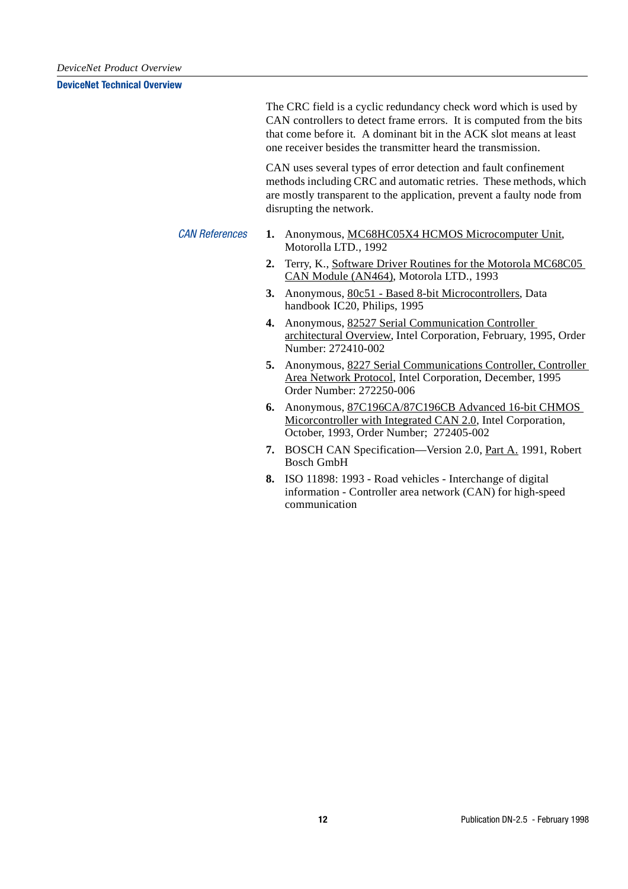The CRC field is a cyclic redundancy check word which is used by CAN controllers to detect frame errors. It is computed from the bits that come before it. A dominant bit in the ACK slot means at least one receiver besides the transmitter heard the transmission.

CAN uses several types of error detection and fault confinement methods including CRC and automatic retries. These methods, which are mostly transparent to the application, prevent a faulty node from disrupting the network.

### *CAN References*

1. Anonymous, MC68HC05X4 HCMOS Microcomputer Unit, Motorolla LTD., 1992
2. Terry, K., Software Driver Routines for the Motorola MC68C05 CAN Module (AN464), Motorola LTD., 1993
3. Anonymous, 80c51 - Based 8-bit Microcontrollers, Data handbook IC20, Philips, 1995
4. Anonymous, 82527 Serial Communication Controller architectural Overview, Intel Corporation, February, 1995, Order Number: 272410-002
5. Anonymous, 8227 Serial Communications Controller, Controller Area Network Protocol, Intel Corporation, December, 1995 Order Number: 272250-006
6. Anonymous, 87C196CA/87C196CB Advanced 16-bit CHMOS Micorcontroller with Integrated CAN 2.0, Intel Corporation, October, 1993, Order Number; 272405-002
7. BOSCH CAN Specification—Version 2.0, Part A. 1991, Robert Bosch GmbH
8. ISO 11898: 1993 - Road vehicles - Interchange of digital information - Controller area network (CAN) for high-speed communication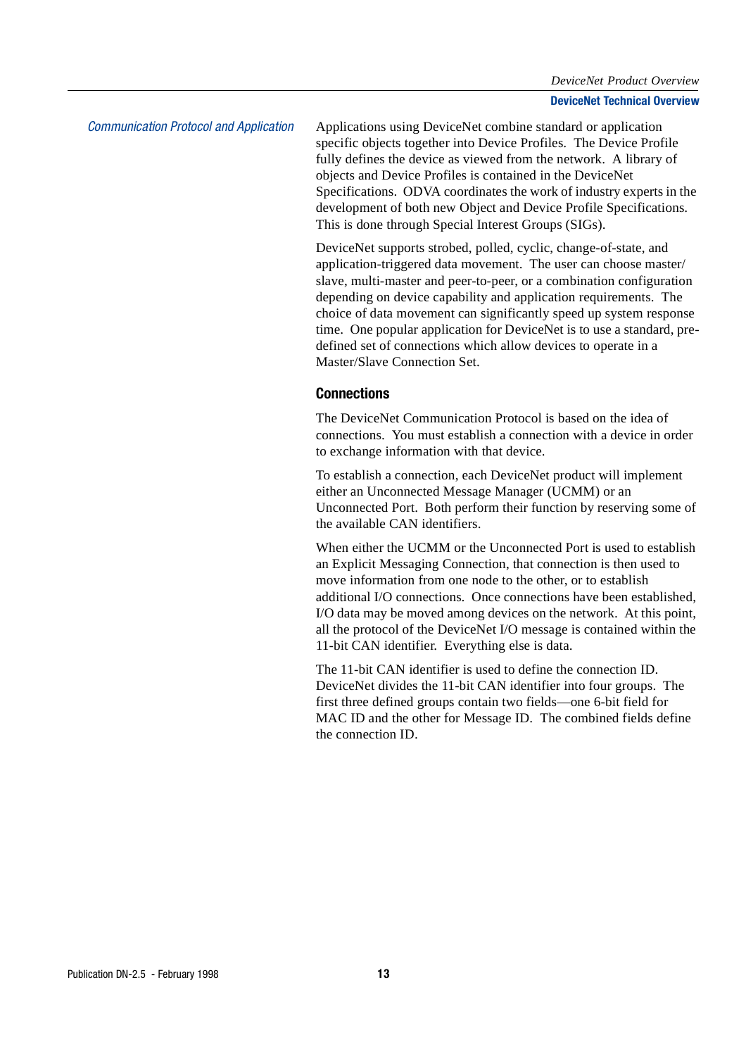## Communication Protocol and Application

Applications using DeviceNet combine standard or application specific objects together into Device Profiles. The Device Profile fully defines the device as viewed from the network. A library of objects and Device Profiles is contained in the DeviceNet Specifications. ODVA coordinates the work of industry experts in the development of both new Object and Device Profile Specifications. This is done through Special Interest Groups (SIGs).

DeviceNet supports strobed, polled, cyclic, change-of-state, and application-triggered data movement. The user can choose master/slave, multi-master and peer-to-peer, or a combination configuration depending on device capability and application requirements. The choice of data movement can significantly speed up system response time. One popular application for DeviceNet is to use a standard, pre-defined set of connections which allow devices to operate in a Master/Slave Connection Set.

### Connections

The DeviceNet Communication Protocol is based on the idea of connections. You must establish a connection with a device in order to exchange information with that device.

To establish a connection, each DeviceNet product will implement either an Unconnected Message Manager (UCMM) or an Unconnected Port. Both perform their function by reserving some of the available CAN identifiers.

When either the UCMM or the Unconnected Port is used to establish an Explicit Messaging Connection, that connection is then used to move information from one node to the other, or to establish additional I/O connections. Once connections have been established, I/O data may be moved among devices on the network. At this point, all the protocol of the DeviceNet I/O message is contained within the 11-bit CAN identifier. Everything else is data.

The 11-bit CAN identifier is used to define the connection ID. DeviceNet divides the 11-bit CAN identifier into four groups. The first three defined groups contain two fields—one 6-bit field for MAC ID and the other for Message ID. The combined fields define the connection ID.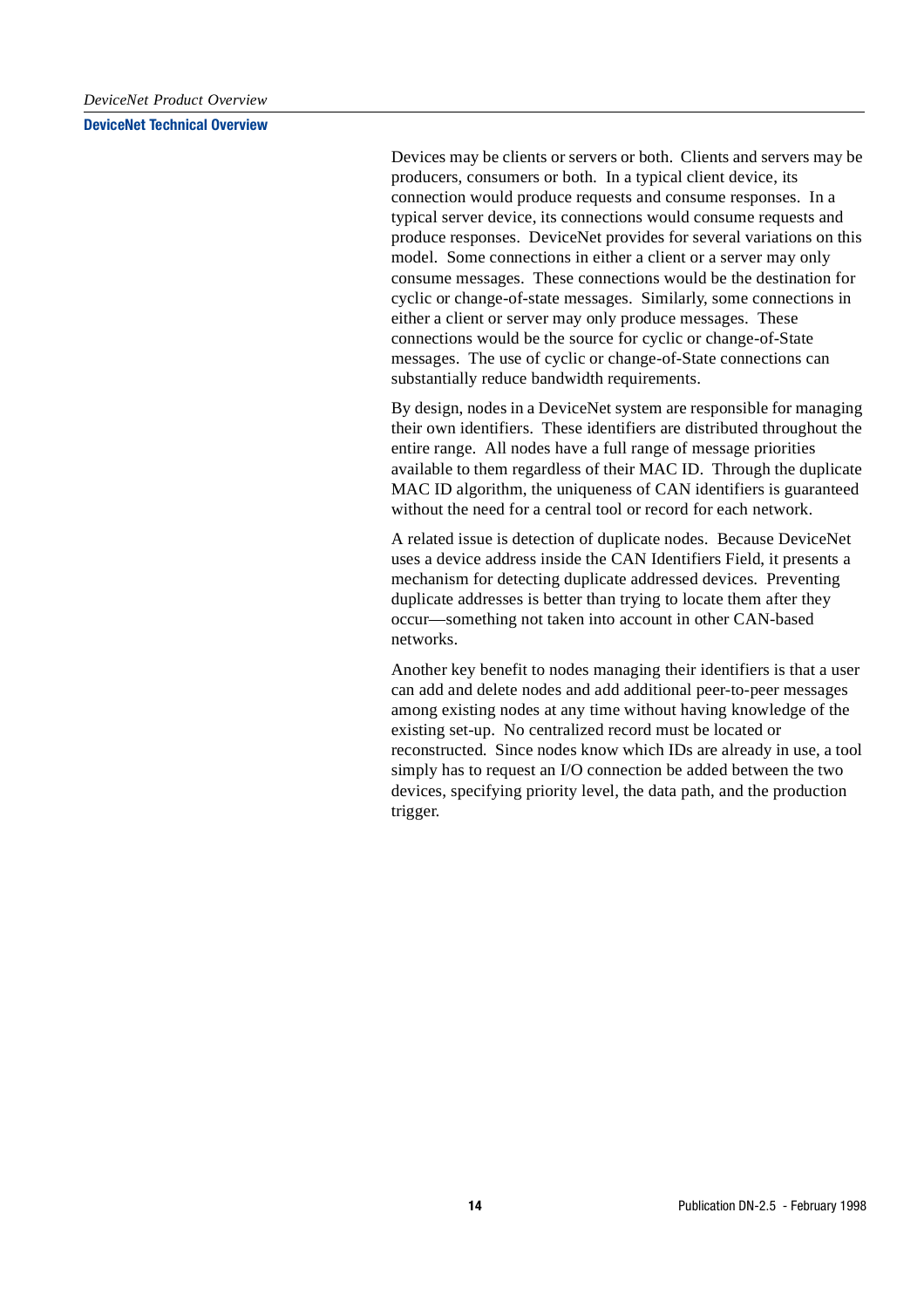Devices may be clients or servers or both. Clients and servers may be producers, consumers or both. In a typical client device, its connection would produce requests and consume responses. In a typical server device, its connections would consume requests and produce responses. DeviceNet provides for several variations on this model. Some connections in either a client or a server may only consume messages. These connections would be the destination for cyclic or change-of-state messages. Similarly, some connections in either a client or server may only produce messages. These connections would be the source for cyclic or change-of-State messages. The use of cyclic or change-of-State connections can substantially reduce bandwidth requirements.

By design, nodes in a DeviceNet system are responsible for managing their own identifiers. These identifiers are distributed throughout the entire range. All nodes have a full range of message priorities available to them regardless of their MAC ID. Through the duplicate MAC ID algorithm, the uniqueness of CAN identifiers is guaranteed without the need for a central tool or record for each network.

A related issue is detection of duplicate nodes. Because DeviceNet uses a device address inside the CAN Identifiers Field, it presents a mechanism for detecting duplicate addressed devices. Preventing duplicate addresses is better than trying to locate them after they occur—something not taken into account in other CAN-based networks.

Another key benefit to nodes managing their identifiers is that a user can add and delete nodes and add additional peer-to-peer messages among existing nodes at any time without having knowledge of the existing set-up. No centralized record must be located or reconstructed. Since nodes know which IDs are already in use, a tool simply has to request an I/O connection be added between the two devices, specifying priority level, the data path, and the production trigger.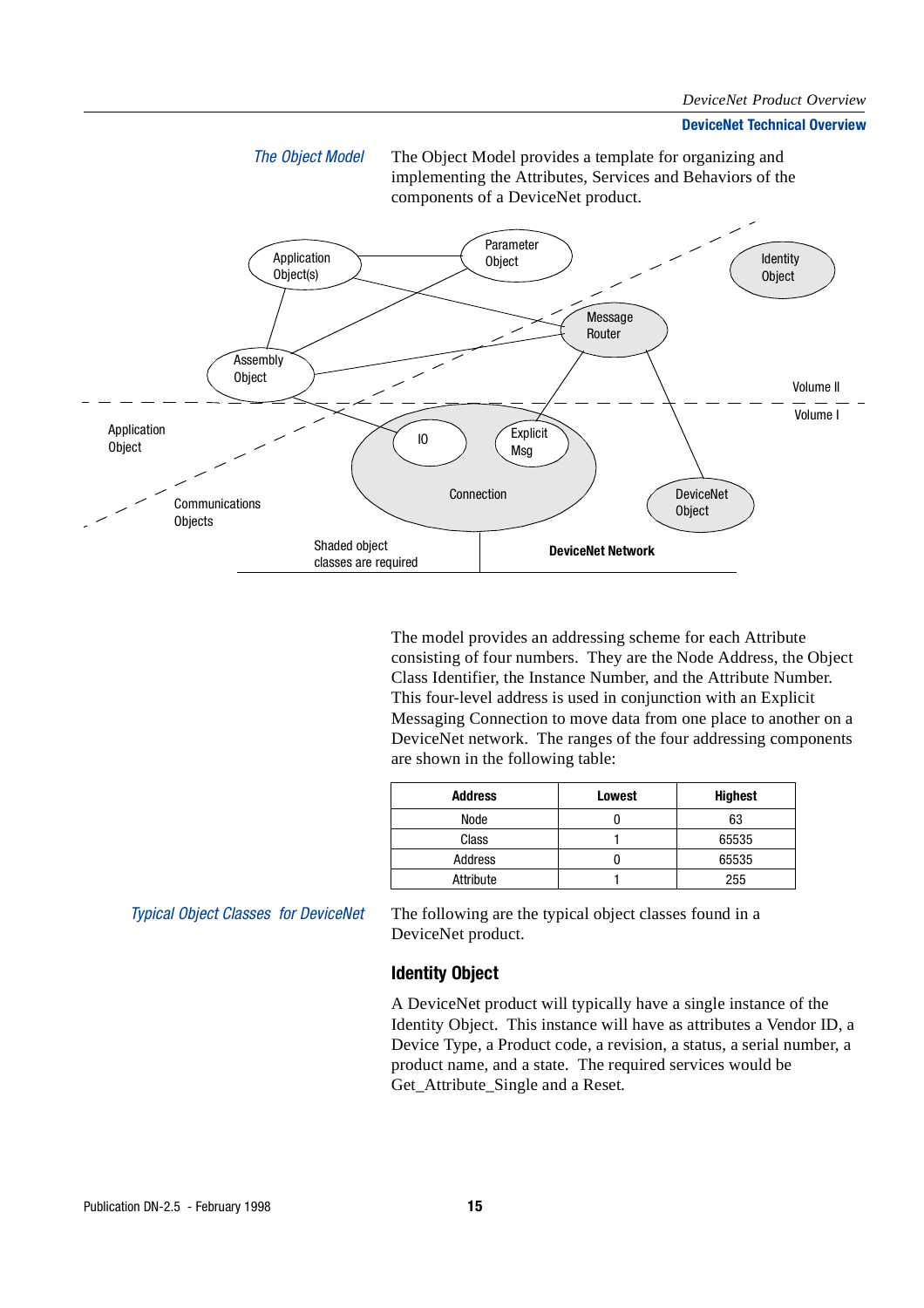## The Object Model

The Object Model provides a template for organizing and implementing the Attributes, Services and Behaviors of the components of a DeviceNet product.

Application Object(s)

Parameter Object

Identity Object

Message Router

Assembly Object

Volume II

Volume I

Application Object

IO

Explicit Msg

Connection

Communications Objects

DeviceNet Object

Shaded object classes are required

DeviceNet Network

The model provides an addressing scheme for each Attribute consisting of four numbers. They are the Node Address, the Object Class Identifier, the Instance Number, and the Attribute Number. This four-level address is used in conjunction with an Explicit Messaging Connection to move data from one place to another on a DeviceNet network. The ranges of the four addressing components are shown in the following table:

| Address | Lowest | Highest |
|---|---|---|
| Node | 0 | 63 |
| Class | 1 | 65535 |
| Address | 0 | 65535 |
| Attribute | 1 | 255 |

## Typical Object Classes for DeviceNet

The following are the typical object classes found in a DeviceNet product.

### Identity Object

A DeviceNet product will typically have a single instance of the Identity Object. This instance will have as attributes a Vendor ID, a Device Type, a Product code, a revision, a status, a serial number, a product name, and a state. The required services would be Get_Attribute_Single and a Reset.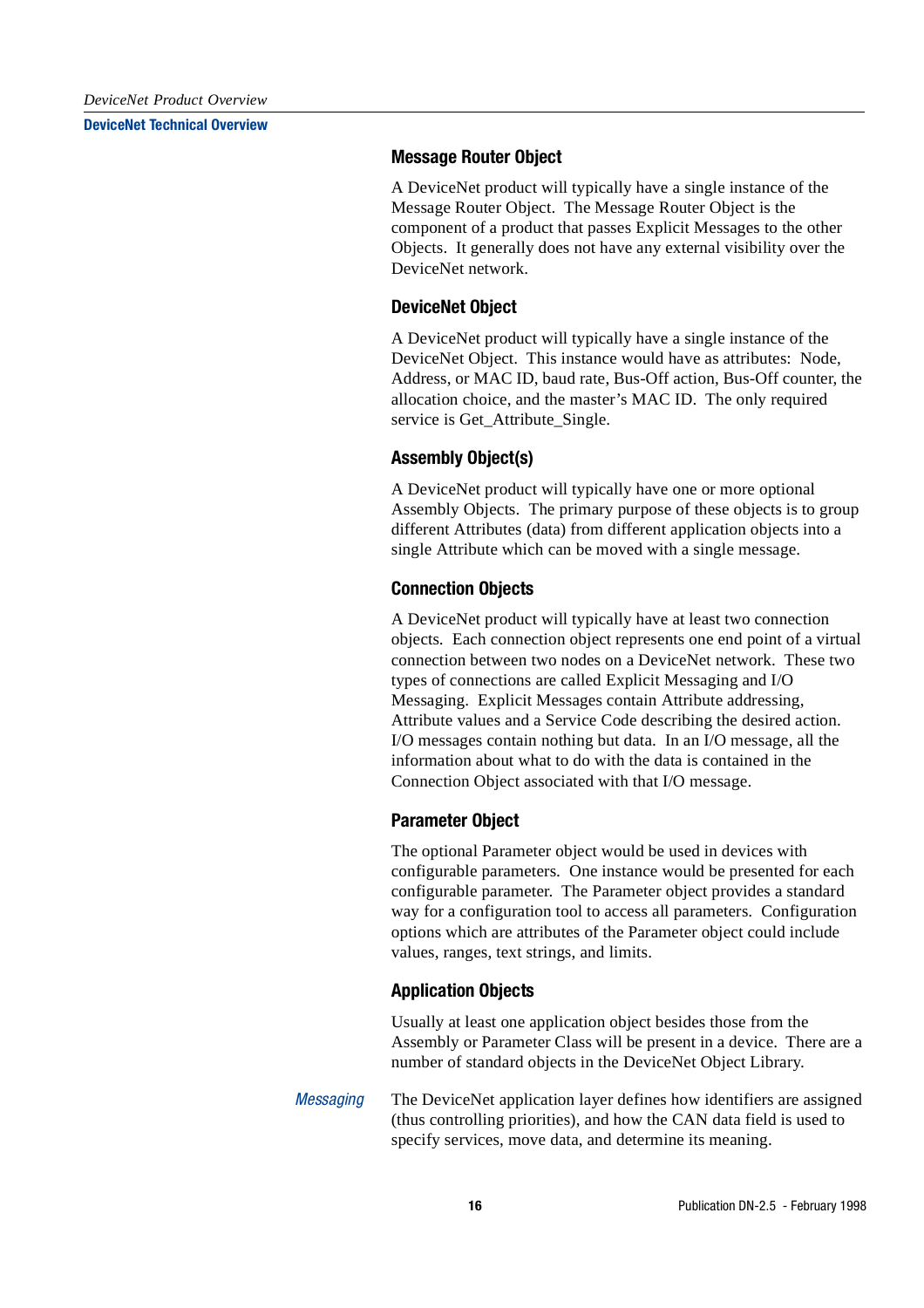### Message Router Object

A DeviceNet product will typically have a single instance of the Message Router Object. The Message Router Object is the component of a product that passes Explicit Messages to the other Objects. It generally does not have any external visibility over the DeviceNet network.

### DeviceNet Object

A DeviceNet product will typically have a single instance of the DeviceNet Object. This instance would have as attributes: Node, Address, or MAC ID, baud rate, Bus-Off action, Bus-Off counter, the allocation choice, and the master's MAC ID. The only required service is Get_Attribute_Single.

### Assembly Object(s)

A DeviceNet product will typically have one or more optional Assembly Objects. The primary purpose of these objects is to group different Attributes (data) from different application objects into a single Attribute which can be moved with a single message.

### Connection Objects

A DeviceNet product will typically have at least two connection objects. Each connection object represents one end point of a virtual connection between two nodes on a DeviceNet network. These two types of connections are called Explicit Messaging and I/O Messaging. Explicit Messages contain Attribute addressing, Attribute values and a Service Code describing the desired action. I/O messages contain nothing but data. In an I/O message, all the information about what to do with the data is contained in the Connection Object associated with that I/O message.

### Parameter Object

The optional Parameter object would be used in devices with configurable parameters. One instance would be presented for each configurable parameter. The Parameter object provides a standard way for a configuration tool to access all parameters. Configuration options which are attributes of the Parameter object could include values, ranges, text strings, and limits.

### Application Objects

Usually at least one application object besides those from the Assembly or Parameter Class will be present in a device. There are a number of standard objects in the DeviceNet Object Library.

*Messaging*

The DeviceNet application layer defines how identifiers are assigned (thus controlling priorities), and how the CAN data field is used to specify services, move data, and determine its meaning.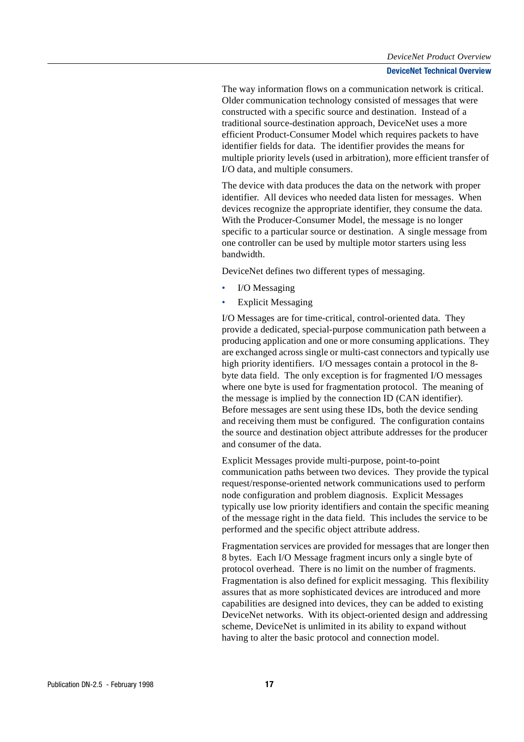The way information flows on a communication network is critical. Older communication technology consisted of messages that were constructed with a specific source and destination. Instead of a traditional source-destination approach, DeviceNet uses a more efficient Product-Consumer Model which requires packets to have identifier fields for data. The identifier provides the means for multiple priority levels (used in arbitration), more efficient transfer of I/O data, and multiple consumers.

The device with data produces the data on the network with proper identifier. All devices who needed data listen for messages. When devices recognize the appropriate identifier, they consume the data. With the Producer-Consumer Model, the message is no longer specific to a particular source or destination. A single message from one controller can be used by multiple motor starters using less bandwidth.

DeviceNet defines two different types of messaging.

- I/O Messaging
- Explicit Messaging

I/O Messages are for time-critical, control-oriented data. They provide a dedicated, special-purpose communication path between a producing application and one or more consuming applications. They are exchanged across single or multi-cast connectors and typically use high priority identifiers. I/O messages contain a protocol in the 8-byte data field. The only exception is for fragmented I/O messages where one byte is used for fragmentation protocol. The meaning of the message is implied by the connection ID (CAN identifier). Before messages are sent using these IDs, both the device sending and receiving them must be configured. The configuration contains the source and destination object attribute addresses for the producer and consumer of the data.

Explicit Messages provide multi-purpose, point-to-point communication paths between two devices. They provide the typical request/response-oriented network communications used to perform node configuration and problem diagnosis. Explicit Messages typically use low priority identifiers and contain the specific meaning of the message right in the data field. This includes the service to be performed and the specific object attribute address.

Fragmentation services are provided for messages that are longer then 8 bytes. Each I/O Message fragment incurs only a single byte of protocol overhead. There is no limit on the number of fragments. Fragmentation is also defined for explicit messaging. This flexibility assures that as more sophisticated devices are introduced and more capabilities are designed into devices, they can be added to existing DeviceNet networks. With its object-oriented design and addressing scheme, DeviceNet is unlimited in its ability to expand without having to alter the basic protocol and connection model.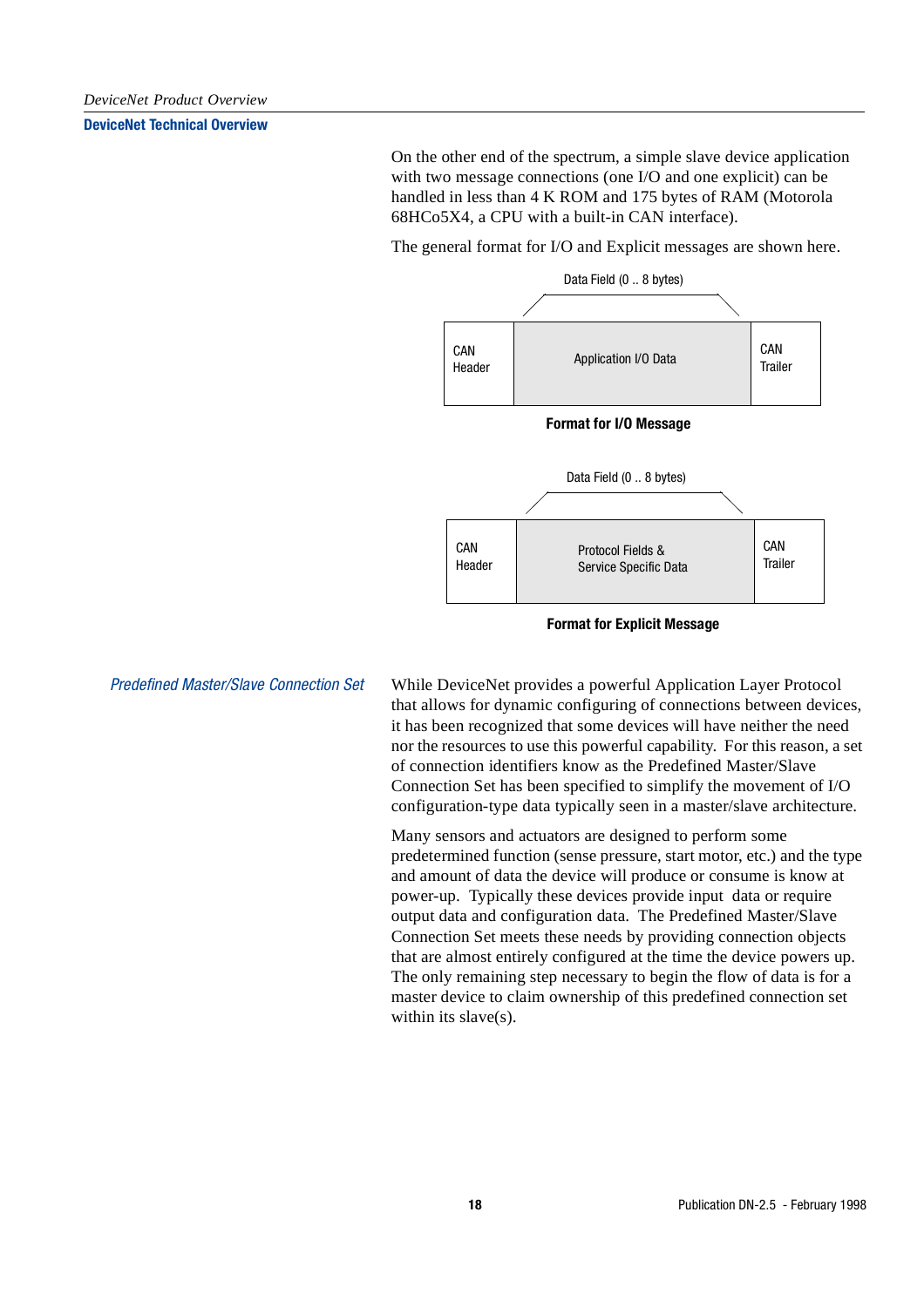On the other end of the spectrum, a simple slave device application with two message connections (one I/O and one explicit) can be handled in less than 4 K ROM and 175 bytes of RAM (Motorola 68HCo5X4, a CPU with a built-in CAN interface).

The general format for I/O and Explicit messages are shown here.

Data Field (0 .. 8 bytes)

| CAN Header | Application I/O Data | CAN Trailer |
|---|---|---|

**Format for I/O Message**

Data Field (0 .. 8 bytes)

| CAN Header | Protocol Fields & Service Specific Data | CAN Trailer |
|---|---|---|

**Format for Explicit Message**

### *Predefined Master/Slave Connection Set*

While DeviceNet provides a powerful Application Layer Protocol that allows for dynamic configuring of connections between devices, it has been recognized that some devices will have neither the need nor the resources to use this powerful capability. For this reason, a set of connection identifiers know as the Predefined Master/Slave Connection Set has been specified to simplify the movement of I/O configuration-type data typically seen in a master/slave architecture.

Many sensors and actuators are designed to perform some predetermined function (sense pressure, start motor, etc.) and the type and amount of data the device will produce or consume is know at power-up. Typically these devices provide input data or require output data and configuration data. The Predefined Master/Slave Connection Set meets these needs by providing connection objects that are almost entirely configured at the time the device powers up. The only remaining step necessary to begin the flow of data is for a master device to claim ownership of this predefined connection set within its slave(s).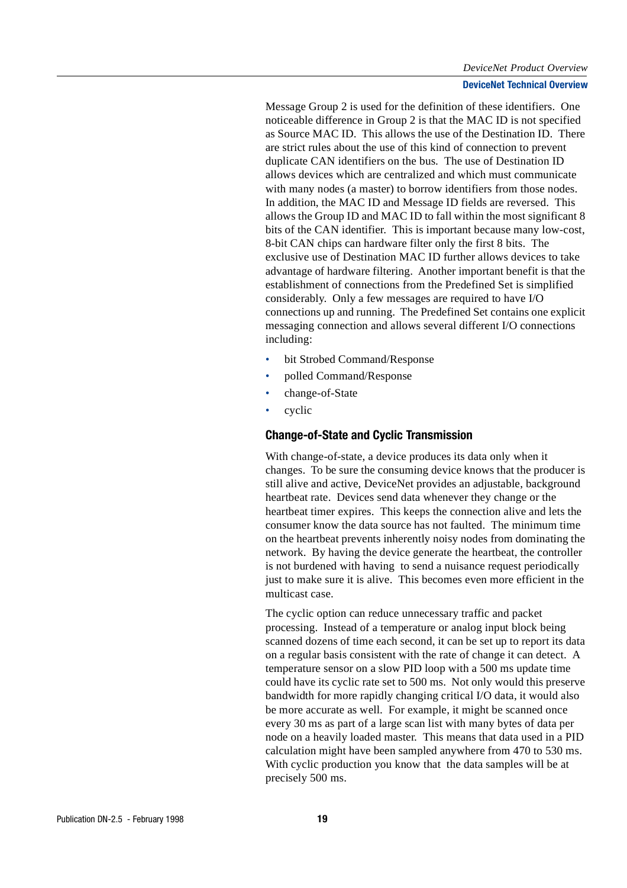Message Group 2 is used for the definition of these identifiers. One noticeable difference in Group 2 is that the MAC ID is not specified as Source MAC ID. This allows the use of the Destination ID. There are strict rules about the use of this kind of connection to prevent duplicate CAN identifiers on the bus. The use of Destination ID allows devices which are centralized and which must communicate with many nodes (a master) to borrow identifiers from those nodes. In addition, the MAC ID and Message ID fields are reversed. This allows the Group ID and MAC ID to fall within the most significant 8 bits of the CAN identifier. This is important because many low-cost, 8-bit CAN chips can hardware filter only the first 8 bits. The exclusive use of Destination MAC ID further allows devices to take advantage of hardware filtering. Another important benefit is that the establishment of connections from the Predefined Set is simplified considerably. Only a few messages are required to have I/O connections up and running. The Predefined Set contains one explicit messaging connection and allows several different I/O connections including:

- bit Strobed Command/Response
- polled Command/Response
- change-of-State
- cyclic

### Change-of-State and Cyclic Transmission

With change-of-state, a device produces its data only when it changes. To be sure the consuming device knows that the producer is still alive and active, DeviceNet provides an adjustable, background heartbeat rate. Devices send data whenever they change or the heartbeat timer expires. This keeps the connection alive and lets the consumer know the data source has not faulted. The minimum time on the heartbeat prevents inherently noisy nodes from dominating the network. By having the device generate the heartbeat, the controller is not burdened with having to send a nuisance request periodically just to make sure it is alive. This becomes even more efficient in the multicast case.

The cyclic option can reduce unnecessary traffic and packet processing. Instead of a temperature or analog input block being scanned dozens of time each second, it can be set up to report its data on a regular basis consistent with the rate of change it can detect. A temperature sensor on a slow PID loop with a 500 ms update time could have its cyclic rate set to 500 ms. Not only would this preserve bandwidth for more rapidly changing critical I/O data, it would also be more accurate as well. For example, it might be scanned once every 30 ms as part of a large scan list with many bytes of data per node on a heavily loaded master. This means that data used in a PID calculation might have been sampled anywhere from 470 to 530 ms. With cyclic production you know that the data samples will be at precisely 500 ms.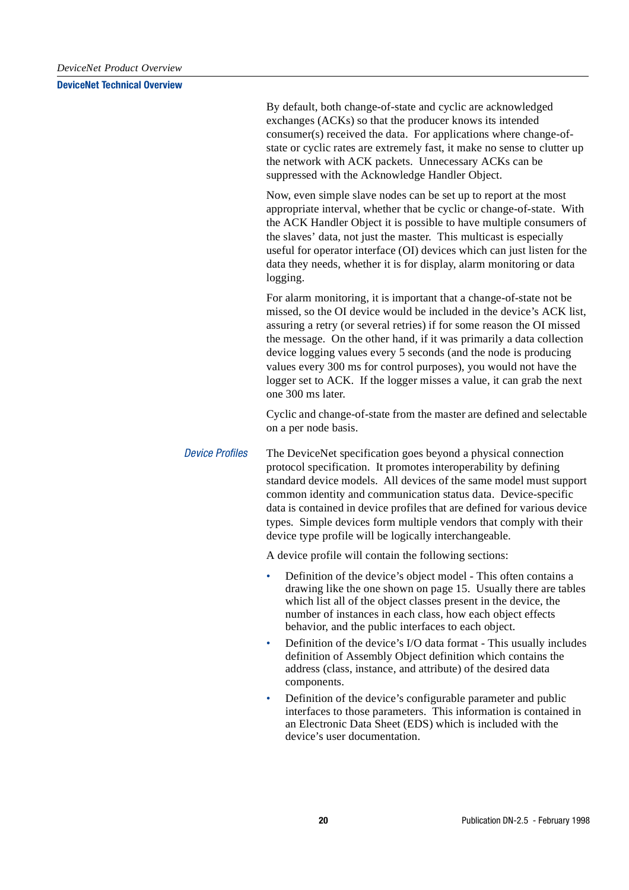By default, both change-of-state and cyclic are acknowledged exchanges (ACKs) so that the producer knows its intended consumer(s) received the data. For applications where change-of-state or cyclic rates are extremely fast, it make no sense to clutter up the network with ACK packets. Unnecessary ACKs can be suppressed with the Acknowledge Handler Object.

Now, even simple slave nodes can be set up to report at the most appropriate interval, whether that be cyclic or change-of-state. With the ACK Handler Object it is possible to have multiple consumers of the slaves' data, not just the master. This multicast is especially useful for operator interface (OI) devices which can just listen for the data they needs, whether it is for display, alarm monitoring or data logging.

For alarm monitoring, it is important that a change-of-state not be missed, so the OI device would be included in the device's ACK list, assuring a retry (or several retries) if for some reason the OI missed the message. On the other hand, if it was primarily a data collection device logging values every 5 seconds (and the node is producing values every 300 ms for control purposes), you would not have the logger set to ACK. If the logger misses a value, it can grab the next one 300 ms later.

Cyclic and change-of-state from the master are defined and selectable on a per node basis.

### *Device Profiles*

The DeviceNet specification goes beyond a physical connection protocol specification. It promotes interoperability by defining standard device models. All devices of the same model must support common identity and communication status data. Device-specific data is contained in device profiles that are defined for various device types. Simple devices form multiple vendors that comply with their device type profile will be logically interchangeable.

A device profile will contain the following sections:

- Definition of the device's object model - This often contains a drawing like the one shown on page 15. Usually there are tables which list all of the object classes present in the device, the number of instances in each class, how each object effects behavior, and the public interfaces to each object.
- Definition of the device's I/O data format - This usually includes definition of Assembly Object definition which contains the address (class, instance, and attribute) of the desired data components.
- Definition of the device's configurable parameter and public interfaces to those parameters. This information is contained in an Electronic Data Sheet (EDS) which is included with the device's user documentation.